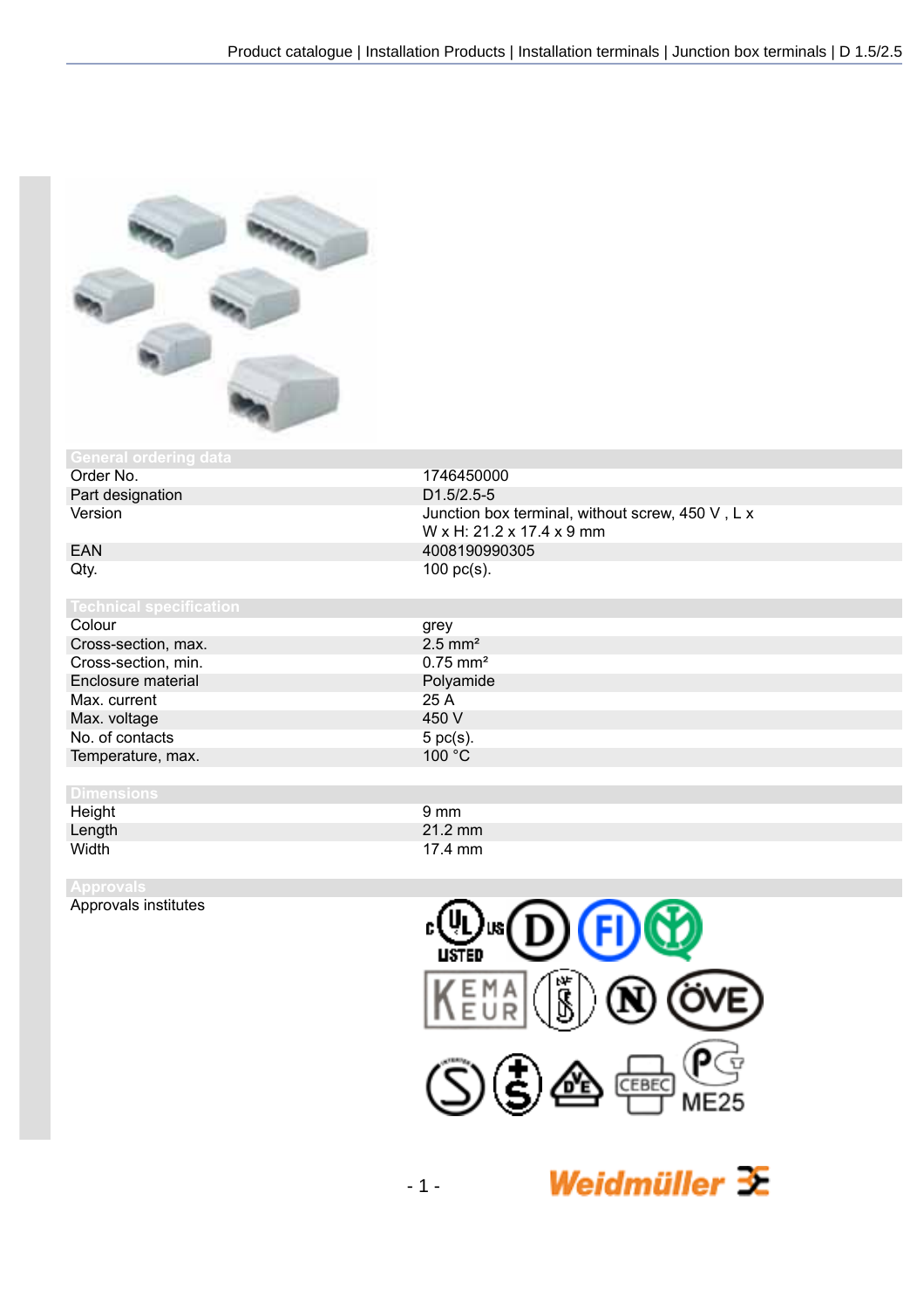## General ordering data

| | |
|---|---|
| Order No. | 1746450000 |
| Part designation | D1.5/2.5-5 |
| Version | Junction box terminal, without screw, 450 V , L x W x H: 21.2 x 17.4 x 9 mm |
| EAN | 4008190990305 |
| Qty. | 100 pc(s). |

## Technical specification

| | |
|---|---|
| Colour | grey |
| Cross-section, max. | 2.5 mm² |
| Cross-section, min. | 0.75 mm² |
| Enclosure material | Polyamide |
| Max. current | 25 A |
| Max. voltage | 450 V |
| No. of contacts | 5 pc(s). |
| Temperature, max. | 100 °C |

## Dimensions

| | |
|---|---|
| Height | 9 mm |
| Length | 21.2 mm |
| Width | 17.4 mm |

## Approvals

| | |
|---|---|
| Approvals institutes | |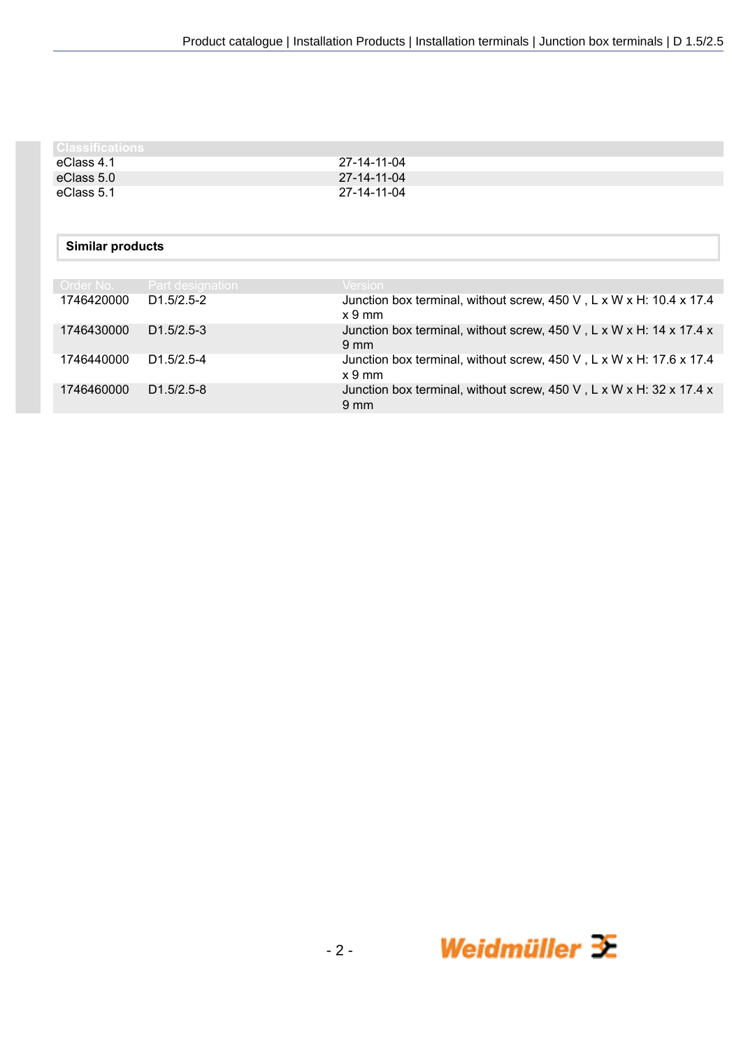| Classifications | |
|---|---|
| eClass 4.1 | 27-14-11-04 |
| eClass 5.0 | 27-14-11-04 |
| eClass 5.1 | 27-14-11-04 |

## Similar products

| Order No. | Part designation | Version |
|---|---|---|
| 1746420000 | D1.5/2.5-2 | Junction box terminal, without screw, 450 V , L x W x H: 10.4 x 17.4 x 9 mm |
| 1746430000 | D1.5/2.5-3 | Junction box terminal, without screw, 450 V , L x W x H: 14 x 17.4 x 9 mm |
| 1746440000 | D1.5/2.5-4 | Junction box terminal, without screw, 450 V , L x W x H: 17.6 x 17.4 x 9 mm |
| 1746460000 | D1.5/2.5-8 | Junction box terminal, without screw, 450 V , L x W x H: 32 x 17.4 x 9 mm |